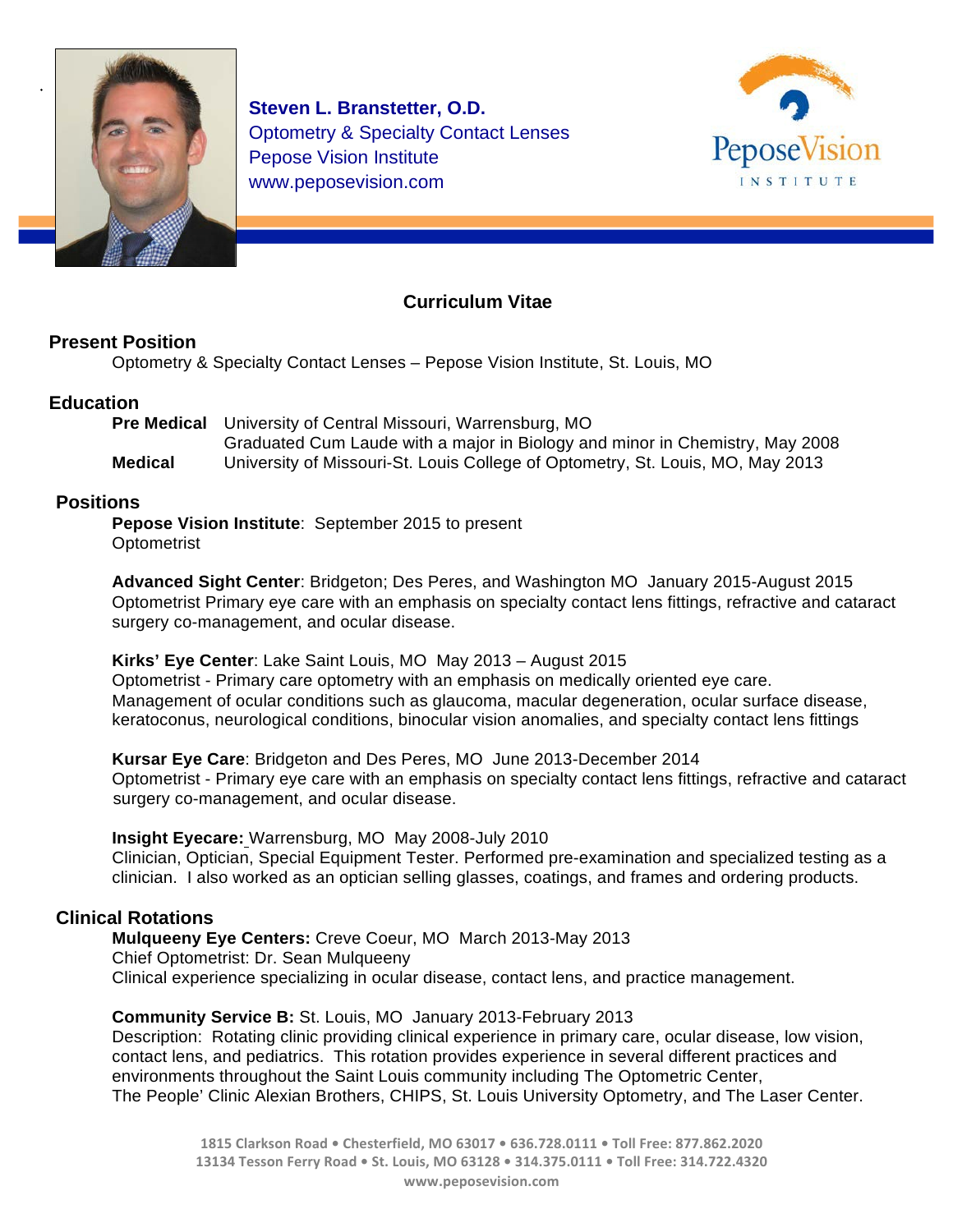**Steven L. Branstetter, O.D.**
Optometry & Specialty Contact Lenses
Pepose Vision Institute
www.peposevision.com

PeposeVision INSTITUTE

# Curriculum Vitae

## Present Position

Optometry & Specialty Contact Lenses – Pepose Vision Institute, St. Louis, MO

## Education

**Pre Medical** University of Central Missouri, Warrensburg, MO
Graduated Cum Laude with a major in Biology and minor in Chemistry, May 2008

**Medical** University of Missouri-St. Louis College of Optometry, St. Louis, MO, May 2013

## Positions

**Pepose Vision Institute**: September 2015 to present
Optometrist

**Advanced Sight Center**: Bridgeton; Des Peres, and Washington MO January 2015-August 2015
Optometrist Primary eye care with an emphasis on specialty contact lens fittings, refractive and cataract surgery co-management, and ocular disease.

**Kirks' Eye Center**: Lake Saint Louis, MO May 2013 – August 2015
Optometrist - Primary care optometry with an emphasis on medically oriented eye care.
Management of ocular conditions such as glaucoma, macular degeneration, ocular surface disease, keratoconus, neurological conditions, binocular vision anomalies, and specialty contact lens fittings

**Kursar Eye Care**: Bridgeton and Des Peres, MO June 2013-December 2014
Optometrist - Primary eye care with an emphasis on specialty contact lens fittings, refractive and cataract surgery co-management, and ocular disease.

**Insight Eyecare:** Warrensburg, MO May 2008-July 2010
Clinician, Optician, Special Equipment Tester. Performed pre-examination and specialized testing as a clinician. I also worked as an optician selling glasses, coatings, and frames and ordering products.

## Clinical Rotations

**Mulqueeny Eye Centers:** Creve Coeur, MO March 2013-May 2013
Chief Optometrist: Dr. Sean Mulqueeny
Clinical experience specializing in ocular disease, contact lens, and practice management.

**Community Service B:** St. Louis, MO January 2013-February 2013
Description: Rotating clinic providing clinical experience in primary care, ocular disease, low vision, contact lens, and pediatrics. This rotation provides experience in several different practices and environments throughout the Saint Louis community including The Optometric Center, The People' Clinic Alexian Brothers, CHIPS, St. Louis University Optometry, and The Laser Center.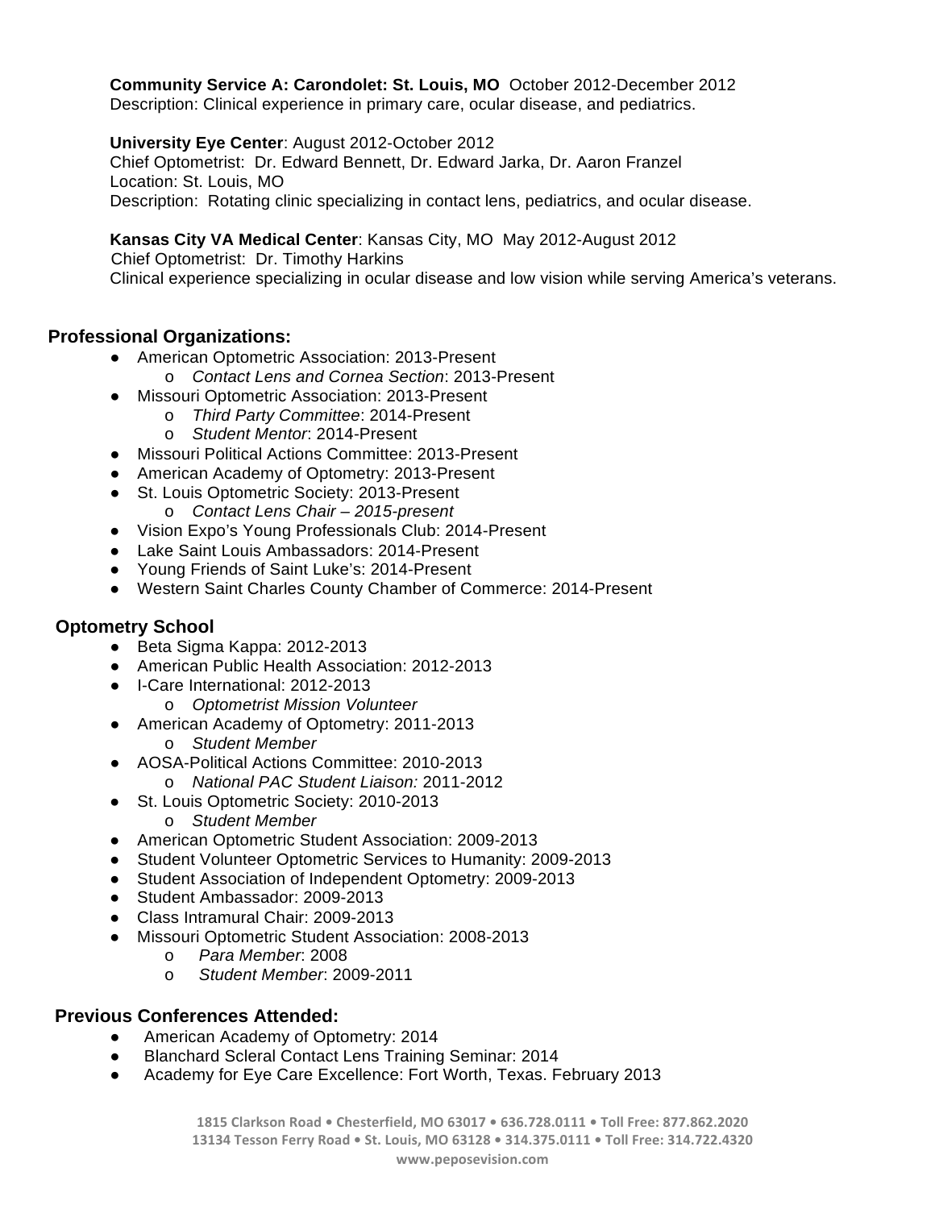**Community Service A: Carondolet: St. Louis, MO** October 2012-December 2012
Description: Clinical experience in primary care, ocular disease, and pediatrics.

**University Eye Center**: August 2012-October 2012
Chief Optometrist: Dr. Edward Bennett, Dr. Edward Jarka, Dr. Aaron Franzel
Location: St. Louis, MO
Description: Rotating clinic specializing in contact lens, pediatrics, and ocular disease.

**Kansas City VA Medical Center**: Kansas City, MO May 2012-August 2012
Chief Optometrist: Dr. Timothy Harkins
Clinical experience specializing in ocular disease and low vision while serving America's veterans.

## Professional Organizations:

- American Optometric Association: 2013-Present
  - *Contact Lens and Cornea Section*: 2013-Present
- Missouri Optometric Association: 2013-Present
  - *Third Party Committee*: 2014-Present
  - *Student Mentor*: 2014-Present
- Missouri Political Actions Committee: 2013-Present
- American Academy of Optometry: 2013-Present
- St. Louis Optometric Society: 2013-Present
  - *Contact Lens Chair – 2015-present*
- Vision Expo's Young Professionals Club: 2014-Present
- Lake Saint Louis Ambassadors: 2014-Present
- Young Friends of Saint Luke's: 2014-Present
- Western Saint Charles County Chamber of Commerce: 2014-Present

## Optometry School

- Beta Sigma Kappa: 2012-2013
- American Public Health Association: 2012-2013
- I-Care International: 2012-2013
  - *Optometrist Mission Volunteer*
- American Academy of Optometry: 2011-2013
  - *Student Member*
- AOSA-Political Actions Committee: 2010-2013
  - *National PAC Student Liaison:* 2011-2012
- St. Louis Optometric Society: 2010-2013
  - *Student Member*
- American Optometric Student Association: 2009-2013
- Student Volunteer Optometric Services to Humanity: 2009-2013
- Student Association of Independent Optometry: 2009-2013
- Student Ambassador: 2009-2013
- Class Intramural Chair: 2009-2013
- Missouri Optometric Student Association: 2008-2013
  - *Para Member*: 2008
  - *Student Member*: 2009-2011

## Previous Conferences Attended:

- American Academy of Optometry: 2014
- Blanchard Scleral Contact Lens Training Seminar: 2014
- Academy for Eye Care Excellence: Fort Worth, Texas. February 2013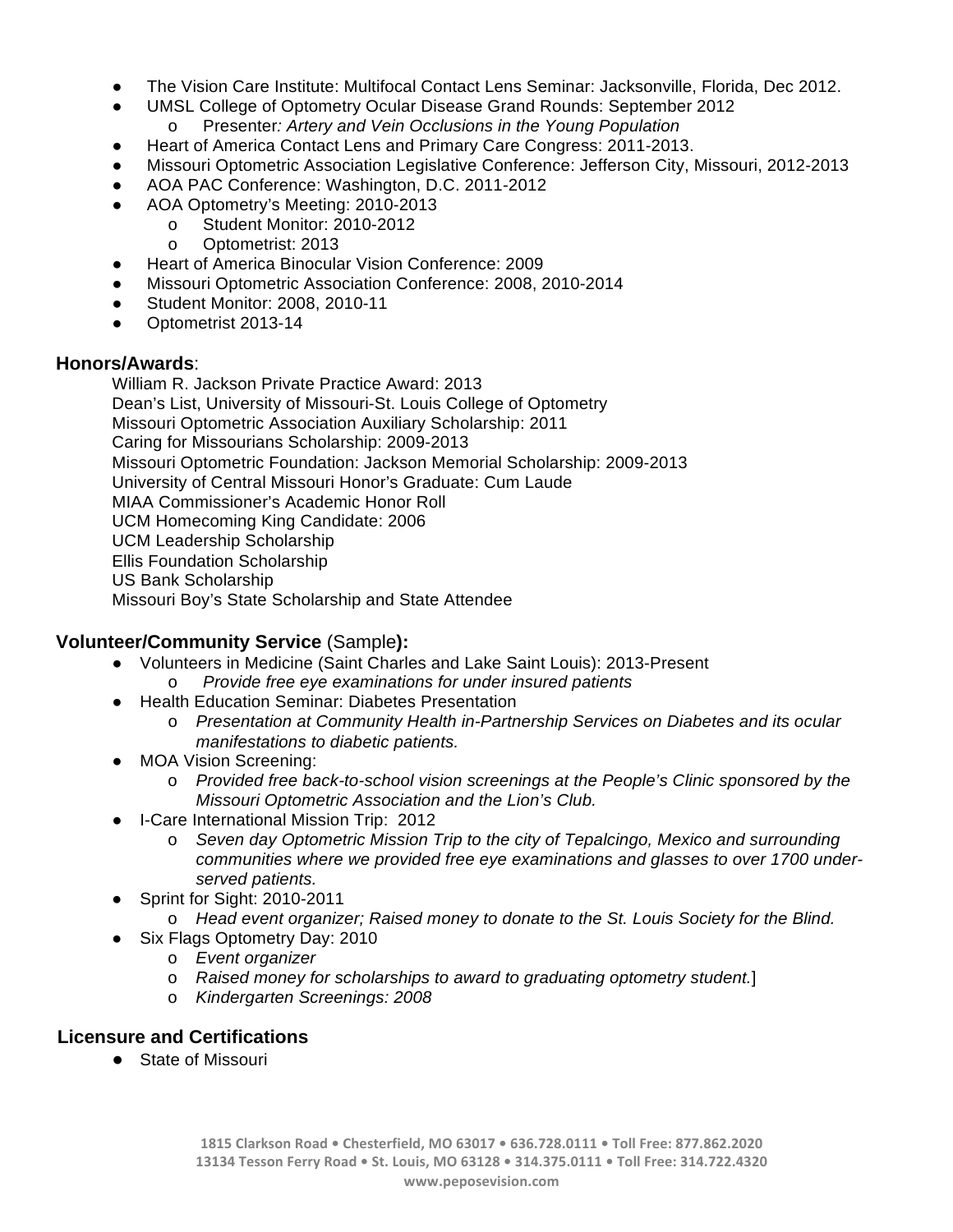- The Vision Care Institute: Multifocal Contact Lens Seminar: Jacksonville, Florida, Dec 2012.
- UMSL College of Optometry Ocular Disease Grand Rounds: September 2012
  - Presenter*: Artery and Vein Occlusions in the Young Population*
- Heart of America Contact Lens and Primary Care Congress: 2011-2013.
- Missouri Optometric Association Legislative Conference: Jefferson City, Missouri, 2012-2013
- AOA PAC Conference: Washington, D.C. 2011-2012
- AOA Optometry's Meeting: 2010-2013
  - Student Monitor: 2010-2012
  - Optometrist: 2013
- Heart of America Binocular Vision Conference: 2009
- Missouri Optometric Association Conference: 2008, 2010-2014
- Student Monitor: 2008, 2010-11
- Optometrist 2013-14

**Honors/Awards**:

William R. Jackson Private Practice Award: 2013
Dean's List, University of Missouri-St. Louis College of Optometry
Missouri Optometric Association Auxiliary Scholarship: 2011
Caring for Missourians Scholarship: 2009-2013
Missouri Optometric Foundation: Jackson Memorial Scholarship: 2009-2013
University of Central Missouri Honor's Graduate: Cum Laude
MIAA Commissioner's Academic Honor Roll
UCM Homecoming King Candidate: 2006
UCM Leadership Scholarship
Ellis Foundation Scholarship
US Bank Scholarship
Missouri Boy's State Scholarship and State Attendee

**Volunteer/Community Service** (Sample**):**

- Volunteers in Medicine (Saint Charles and Lake Saint Louis): 2013-Present
  - *Provide free eye examinations for under insured patients*
- Health Education Seminar: Diabetes Presentation
  - *Presentation at Community Health in-Partnership Services on Diabetes and its ocular manifestations to diabetic patients.*
- MOA Vision Screening:
  - *Provided free back-to-school vision screenings at the People's Clinic sponsored by the Missouri Optometric Association and the Lion's Club.*
- I-Care International Mission Trip: 2012
  - *Seven day Optometric Mission Trip to the city of Tepalcingo, Mexico and surrounding communities where we provided free eye examinations and glasses to over 1700 under-served patients.*
- Sprint for Sight: 2010-2011
  - *Head event organizer; Raised money to donate to the St. Louis Society for the Blind.*
- Six Flags Optometry Day: 2010
  - *Event organizer*
  - *Raised money for scholarships to award to graduating optometry student.*]
  - *Kindergarten Screenings: 2008*

**Licensure and Certifications**

- State of Missouri

1815 Clarkson Road • Chesterfield, MO 63017 • 636.728.0111 • Toll Free: 877.862.2020
13134 Tesson Ferry Road • St. Louis, MO 63128 • 314.375.0111 • Toll Free: 314.722.4320
www.peposevision.com